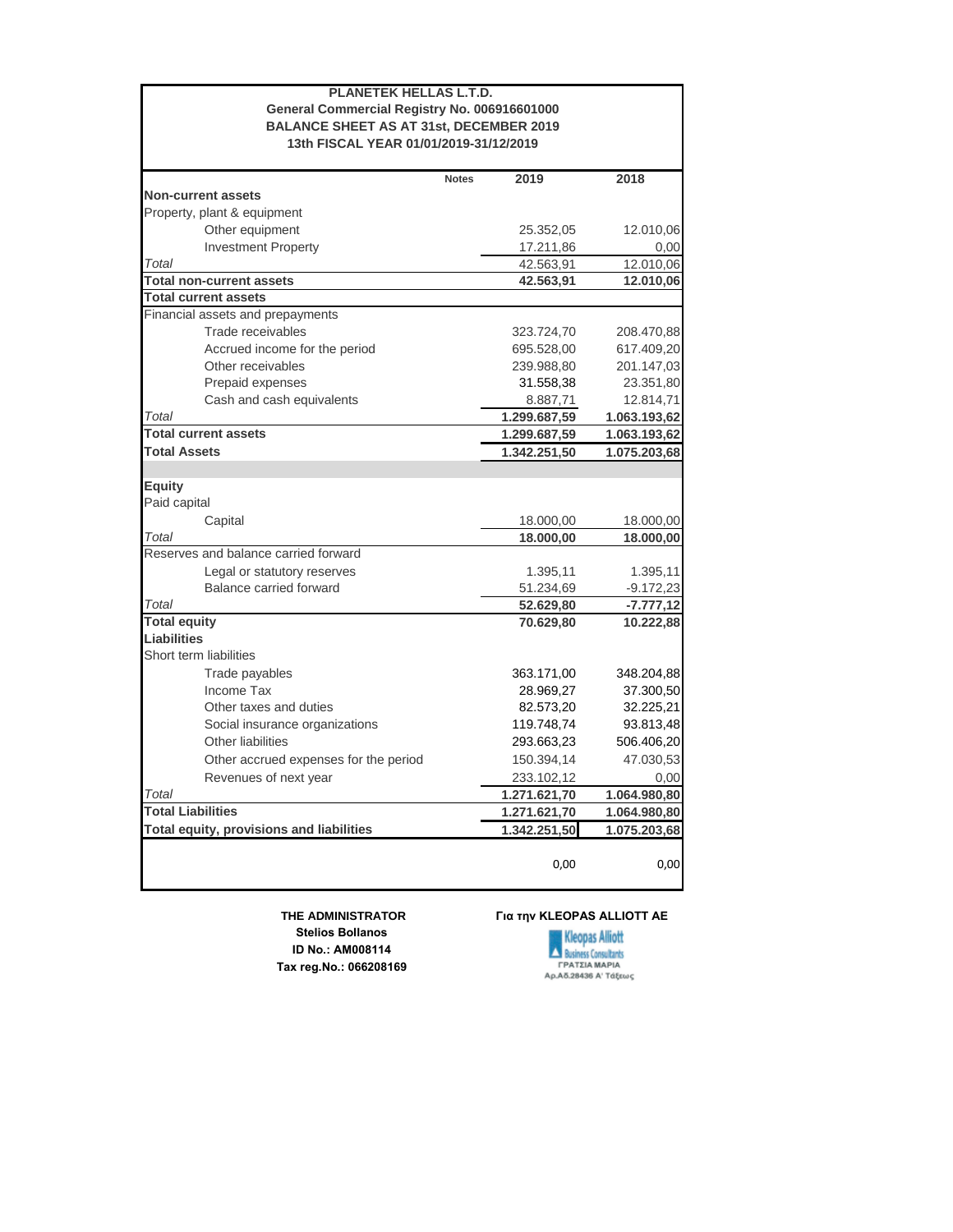**PLANETEK HELLAS L.T.D.**
**General Commercial Registry No. 006916601000**
**BALANCE SHEET AS AT 31st, DECEMBER 2019**
**13th FISCAL YEAR 01/01/2019-31/12/2019**

| | Notes | 2019 | 2018 |
|---|---|---|---|
| **Non-current assets** | | | |
| Property, plant & equipment | | | |
| Other equipment | | 25.352,05 | 12.010,06 |
| Investment Property | | 17.211,86 | 0,00 |
| *Total* | | 42.563,91 | 12.010,06 |
| **Total non-current assets** | | **42.563,91** | **12.010,06** |
| **Total current assets** | | | |
| Financial assets and prepayments | | | |
| Trade receivables | | 323.724,70 | 208.470,88 |
| Accrued income for the period | | 695.528,00 | 617.409,20 |
| Other receivables | | 239.988,80 | 201.147,03 |
| Prepaid expenses | | 31.558,38 | 23.351,80 |
| Cash and cash equivalents | | 8.887,71 | 12.814,71 |
| *Total* | | **1.299.687,59** | **1.063.193,62** |
| **Total current assets** | | **1.299.687,59** | **1.063.193,62** |
| **Total Assets** | | **1.342.251,50** | **1.075.203,68** |
| | | | |
| **Equity** | | | |
| Paid capital | | | |
| Capital | | 18.000,00 | 18.000,00 |
| *Total* | | **18.000,00** | **18.000,00** |
| Reserves and balance carried forward | | | |
| Legal or statutory reserves | | 1.395,11 | 1.395,11 |
| Balance carried forward | | 51.234,69 | -9.172,23 |
| *Total* | | **52.629,80** | **-7.777,12** |
| **Total equity** | | **70.629,80** | **10.222,88** |
| **Liabilities** | | | |
| Short term liabilities | | | |
| Trade payables | | 363.171,00 | 348.204,88 |
| Income Tax | | 28.969,27 | 37.300,50 |
| Other taxes and duties | | 82.573,20 | 32.225,21 |
| Social insurance organizations | | 119.748,74 | 93.813,48 |
| Other liabilities | | 293.663,23 | 506.406,20 |
| Other accrued expenses for the period | | 150.394,14 | 47.030,53 |
| Revenues of next year | | 233.102,12 | 0,00 |
| *Total* | | **1.271.621,70** | **1.064.980,80** |
| **Total Liabilities** | | **1.271.621,70** | **1.064.980,80** |
| **Total equity, provisions and liabilities** | | **1.342.251,50** | **1.075.203,68** |
| | | 0,00 | 0,00 |

**THE ADMINISTRATOR**
**Stelios Bollanos**
**ID No.: AM008114**
**Tax reg.No.: 066208169**

**Για την KLEOPAS ALLIOTT AE**
Kleopas Alliott
Business Consultants
ΓΡΑΤΣΙΑ ΜΑΡΙΑ
Αρ.Αδ.28436 Α' Τάξεως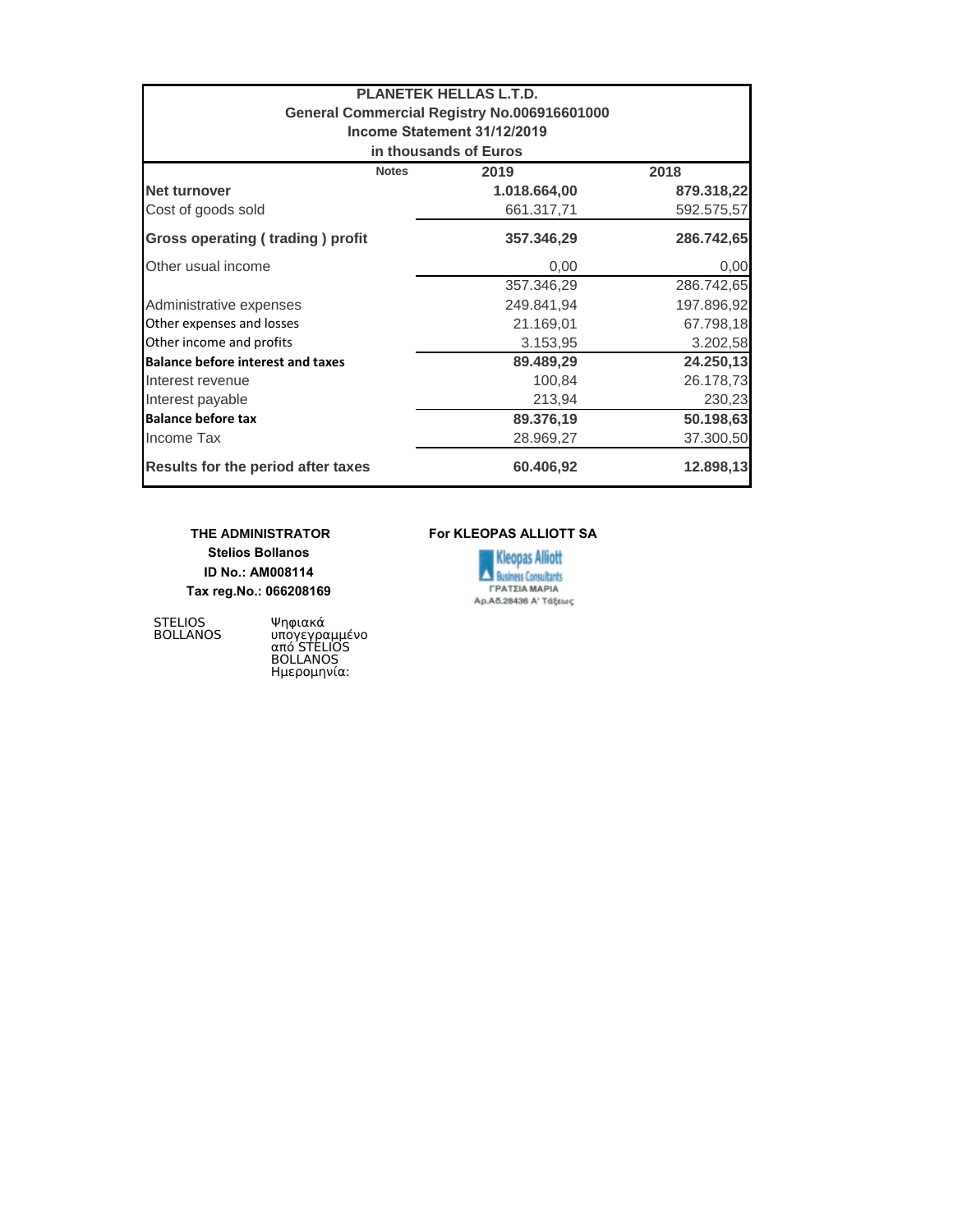**PLANETEK HELLAS L.T.D.**
**General Commercial Registry No.006916601000**
**Income Statement 31/12/2019**
**in thousands of Euros**

| | Notes | 2019 | 2018 |
|---|---|---|---|
| **Net turnover** | | **1.018.664,00** | **879.318,22** |
| Cost of goods sold | | 661.317,71 | 592.575,57 |
| **Gross operating ( trading ) profit** | | **357.346,29** | **286.742,65** |
| Other usual income | | 0,00 | 0,00 |
| | | 357.346,29 | 286.742,65 |
| Administrative expenses | | 249.841,94 | 197.896,92 |
| Other expenses and losses | | 21.169,01 | 67.798,18 |
| Other income and profits | | 3.153,95 | 3.202,58 |
| **Balance before interest and taxes** | | **89.489,29** | **24.250,13** |
| Interest revenue | | 100,84 | 26.178,73 |
| Interest payable | | 213,94 | 230,23 |
| **Balance before tax** | | **89.376,19** | **50.198,63** |
| Income Tax | | 28.969,27 | 37.300,50 |
| **Results for the period after taxes** | | **60.406,92** | **12.898,13** |

**THE ADMINISTRATOR**
**Stelios Bollanos**
**ID No.: AM008114**
**Tax reg.No.: 066208169**

STELIOS BOLLANOS

Ψηφιακά υπογεγραμμένο από STELIOS BOLLANOS
Ημερομηνία:

**For KLEOPAS ALLIOTT SA**

Kleopas Alliott
Business Consultants
ΓΡΑΤΣΙΑ ΜΑΡΙΑ
Αρ.Αδ.28436 Α' Τάξεως